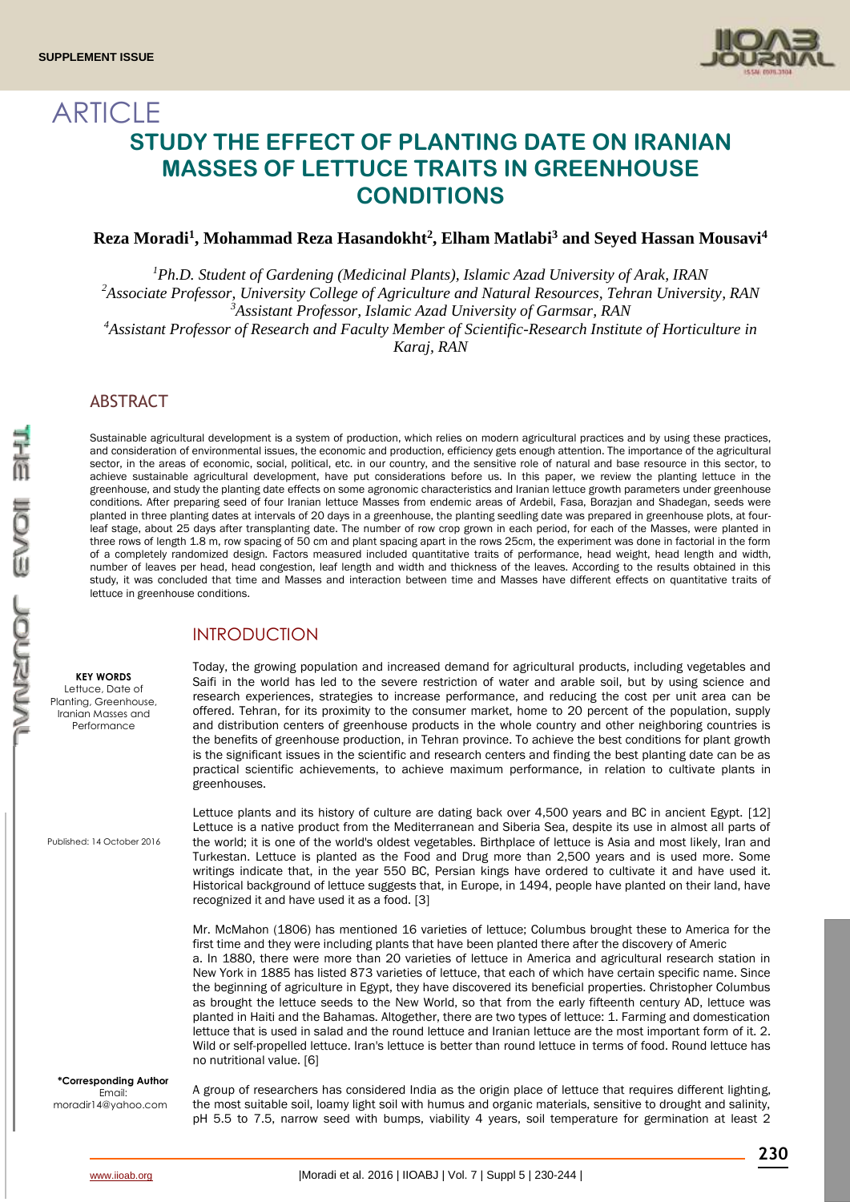SUPPLEMENT ISSUE

ARTICLE

# STUDY THE EFFECT OF PLANTING DATE ON IRANIAN MASSES OF LETTUCE TRAITS IN GREENHOUSE CONDITIONS

**Reza Moradi[1], Mohammad Reza Hasandokht[2], Elham Matlabi[3] and Seyed Hassan Mousavi[4]**

[1]*Ph.D. Student of Gardening (Medicinal Plants), Islamic Azad University of Arak, IRAN*
[2]*Associate Professor, University College of Agriculture and Natural Resources, Tehran University, RAN*
[3]*Assistant Professor, Islamic Azad University of Garmsar, RAN*
[4]*Assistant Professor of Research and Faculty Member of Scientific-Research Institute of Horticulture in Karaj, RAN*

## ABSTRACT

Sustainable agricultural development is a system of production, which relies on modern agricultural practices and by using these practices, and consideration of environmental issues, the economic and production, efficiency gets enough attention. The importance of the agricultural sector, in the areas of economic, social, political, etc. in our country, and the sensitive role of natural and base resource in this sector, to achieve sustainable agricultural development, have put considerations before us. In this paper, we review the planting lettuce in the greenhouse, and study the planting date effects on some agronomic characteristics and Iranian lettuce growth parameters under greenhouse conditions. After preparing seed of four Iranian lettuce Masses from endemic areas of Ardebil, Fasa, Borazjan and Shadegan, seeds were planted in three planting dates at intervals of 20 days in a greenhouse, the planting seedling date was prepared in greenhouse plots, at four-leaf stage, about 25 days after transplanting date. The number of row crop grown in each period, for each of the Masses, were planted in three rows of length 1.8 m, row spacing of 50 cm and plant spacing apart in the rows 25cm, the experiment was done in factorial in the form of a completely randomized design. Factors measured included quantitative traits of performance, head weight, head length and width, number of leaves per head, head congestion, leaf length and width and thickness of the leaves. According to the results obtained in this study, it was concluded that time and Masses and interaction between time and Masses have different effects on quantitative traits of lettuce in greenhouse conditions.

**KEY WORDS**
Lettuce, Date of Planting, Greenhouse, Iranian Masses and Performance

Published: 14 October 2016

**\*Corresponding Author**
Email: moradir14@yahoo.com

## INTRODUCTION

Today, the growing population and increased demand for agricultural products, including vegetables and Saifi in the world has led to the severe restriction of water and arable soil, but by using science and research experiences, strategies to increase performance, and reducing the cost per unit area can be offered. Tehran, for its proximity to the consumer market, home to 20 percent of the population, supply and distribution centers of greenhouse products in the whole country and other neighboring countries is the benefits of greenhouse production, in Tehran province. To achieve the best conditions for plant growth is the significant issues in the scientific and research centers and finding the best planting date can be as practical scientific achievements, to achieve maximum performance, in relation to cultivate plants in greenhouses.

Lettuce plants and its history of culture are dating back over 4,500 years and BC in ancient Egypt. [12] Lettuce is a native product from the Mediterranean and Siberia Sea, despite its use in almost all parts of the world; it is one of the world's oldest vegetables. Birthplace of lettuce is Asia and most likely, Iran and Turkestan. Lettuce is planted as the Food and Drug more than 2,500 years and is used more. Some writings indicate that, in the year 550 BC, Persian kings have ordered to cultivate it and have used it. Historical background of lettuce suggests that, in Europe, in 1494, people have planted on their land, have recognized it and have used it as a food. [3]

Mr. McMahon (1806) has mentioned 16 varieties of lettuce; Columbus brought these to America for the first time and they were including plants that have been planted there after the discovery of America. In 1880, there were more than 20 varieties of lettuce in America and agricultural research station in New York in 1885 has listed 873 varieties of lettuce, that each of which have certain specific name. Since the beginning of agriculture in Egypt, they have discovered its beneficial properties. Christopher Columbus as brought the lettuce seeds to the New World, so that from the early fifteenth century AD, lettuce was planted in Haiti and the Bahamas. Altogether, there are two types of lettuce: 1. Farming and domestication lettuce that is used in salad and the round lettuce and Iranian lettuce are the most important form of it. 2. Wild or self-propelled lettuce. Iran's lettuce is better than round lettuce in terms of food. Round lettuce has no nutritional value. [6]

A group of researchers has considered India as the origin place of lettuce that requires different lighting, the most suitable soil, loamy light soil with humus and organic materials, sensitive to drought and salinity, pH 5.5 to 7.5, narrow seed with bumps, viability 4 years, soil temperature for germination at least 2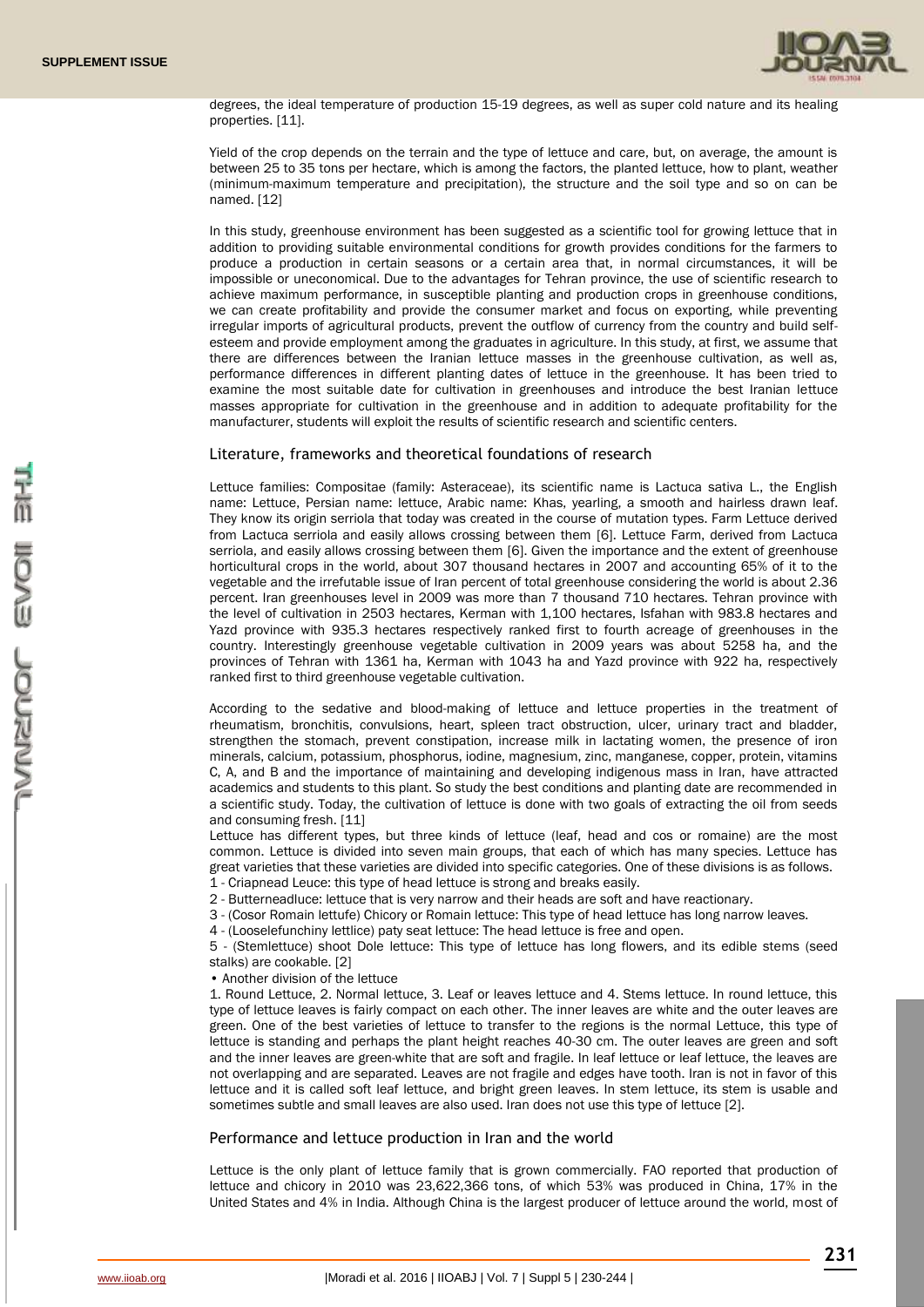degrees, the ideal temperature of production 15-19 degrees, as well as super cold nature and its healing properties. [11].

Yield of the crop depends on the terrain and the type of lettuce and care, but, on average, the amount is between 25 to 35 tons per hectare, which is among the factors, the planted lettuce, how to plant, weather (minimum-maximum temperature and precipitation), the structure and the soil type and so on can be named. [12]

In this study, greenhouse environment has been suggested as a scientific tool for growing lettuce that in addition to providing suitable environmental conditions for growth provides conditions for the farmers to produce a production in certain seasons or a certain area that, in normal circumstances, it will be impossible or uneconomical. Due to the advantages for Tehran province, the use of scientific research to achieve maximum performance, in susceptible planting and production crops in greenhouse conditions, we can create profitability and provide the consumer market and focus on exporting, while preventing irregular imports of agricultural products, prevent the outflow of currency from the country and build self-esteem and provide employment among the graduates in agriculture. In this study, at first, we assume that there are differences between the Iranian lettuce masses in the greenhouse cultivation, as well as, performance differences in different planting dates of lettuce in the greenhouse. It has been tried to examine the most suitable date for cultivation in greenhouses and introduce the best Iranian lettuce masses appropriate for cultivation in the greenhouse and in addition to adequate profitability for the manufacturer, students will exploit the results of scientific research and scientific centers.

## Literature, frameworks and theoretical foundations of research

Lettuce families: Compositae (family: Asteraceae), its scientific name is Lactuca sativa L., the English name: Lettuce, Persian name: lettuce, Arabic name: Khas, yearling, a smooth and hairless drawn leaf. They know its origin serriola that today was created in the course of mutation types. Farm Lettuce derived from Lactuca serriola and easily allows crossing between them [6]. Lettuce Farm, derived from Lactuca serriola, and easily allows crossing between them [6]. Given the importance and the extent of greenhouse horticultural crops in the world, about 307 thousand hectares in 2007 and accounting 65% of it to the vegetable and the irrefutable issue of Iran percent of total greenhouse considering the world is about 2.36 percent. Iran greenhouses level in 2009 was more than 7 thousand 710 hectares. Tehran province with the level of cultivation in 2503 hectares, Kerman with 1,100 hectares, Isfahan with 983.8 hectares and Yazd province with 935.3 hectares respectively ranked first to fourth acreage of greenhouses in the country. Interestingly greenhouse vegetable cultivation in 2009 years was about 5258 ha, and the provinces of Tehran with 1361 ha, Kerman with 1043 ha and Yazd province with 922 ha, respectively ranked first to third greenhouse vegetable cultivation.

According to the sedative and blood-making of lettuce and lettuce properties in the treatment of rheumatism, bronchitis, convulsions, heart, spleen tract obstruction, ulcer, urinary tract and bladder, strengthen the stomach, prevent constipation, increase milk in lactating women, the presence of iron minerals, calcium, potassium, phosphorus, iodine, magnesium, zinc, manganese, copper, protein, vitamins C, A, and B and the importance of maintaining and developing indigenous mass in Iran, have attracted academics and students to this plant. So study the best conditions and planting date are recommended in a scientific study. Today, the cultivation of lettuce is done with two goals of extracting the oil from seeds and consuming fresh. [11]

Lettuce has different types, but three kinds of lettuce (leaf, head and cos or romaine) are the most common. Lettuce is divided into seven main groups, that each of which has many species. Lettuce has great varieties that these varieties are divided into specific categories. One of these divisions is as follows.

1 - Criapnead Leuce: this type of head lettuce is strong and breaks easily.

2 - Butterneadluce: lettuce that is very narrow and their heads are soft and have reactionary.

3 - (Cosor Romain lettufe) Chicory or Romain lettuce: This type of head lettuce has long narrow leaves.

4 - (Looselefunchiny lettlice) paty seat lettuce: The head lettuce is free and open.

5 - (Stemlettuce) shoot Dole lettuce: This type of lettuce has long flowers, and its edible stems (seed stalks) are cookable. [2]

• Another division of the lettuce

1. Round Lettuce, 2. Normal lettuce, 3. Leaf or leaves lettuce and 4. Stems lettuce. In round lettuce, this type of lettuce leaves is fairly compact on each other. The inner leaves are white and the outer leaves are green. One of the best varieties of lettuce to transfer to the regions is the normal Lettuce, this type of lettuce is standing and perhaps the plant height reaches 40-30 cm. The outer leaves are green and soft and the inner leaves are green-white that are soft and fragile. In leaf lettuce or leaf lettuce, the leaves are not overlapping and are separated. Leaves are not fragile and edges have tooth. Iran is not in favor of this lettuce and it is called soft leaf lettuce, and bright green leaves. In stem lettuce, its stem is usable and sometimes subtle and small leaves are also used. Iran does not use this type of lettuce [2].

## Performance and lettuce production in Iran and the world

Lettuce is the only plant of lettuce family that is grown commercially. FAO reported that production of lettuce and chicory in 2010 was 23,622,366 tons, of which 53% was produced in China, 17% in the United States and 4% in India. Although China is the largest producer of lettuce around the world, most of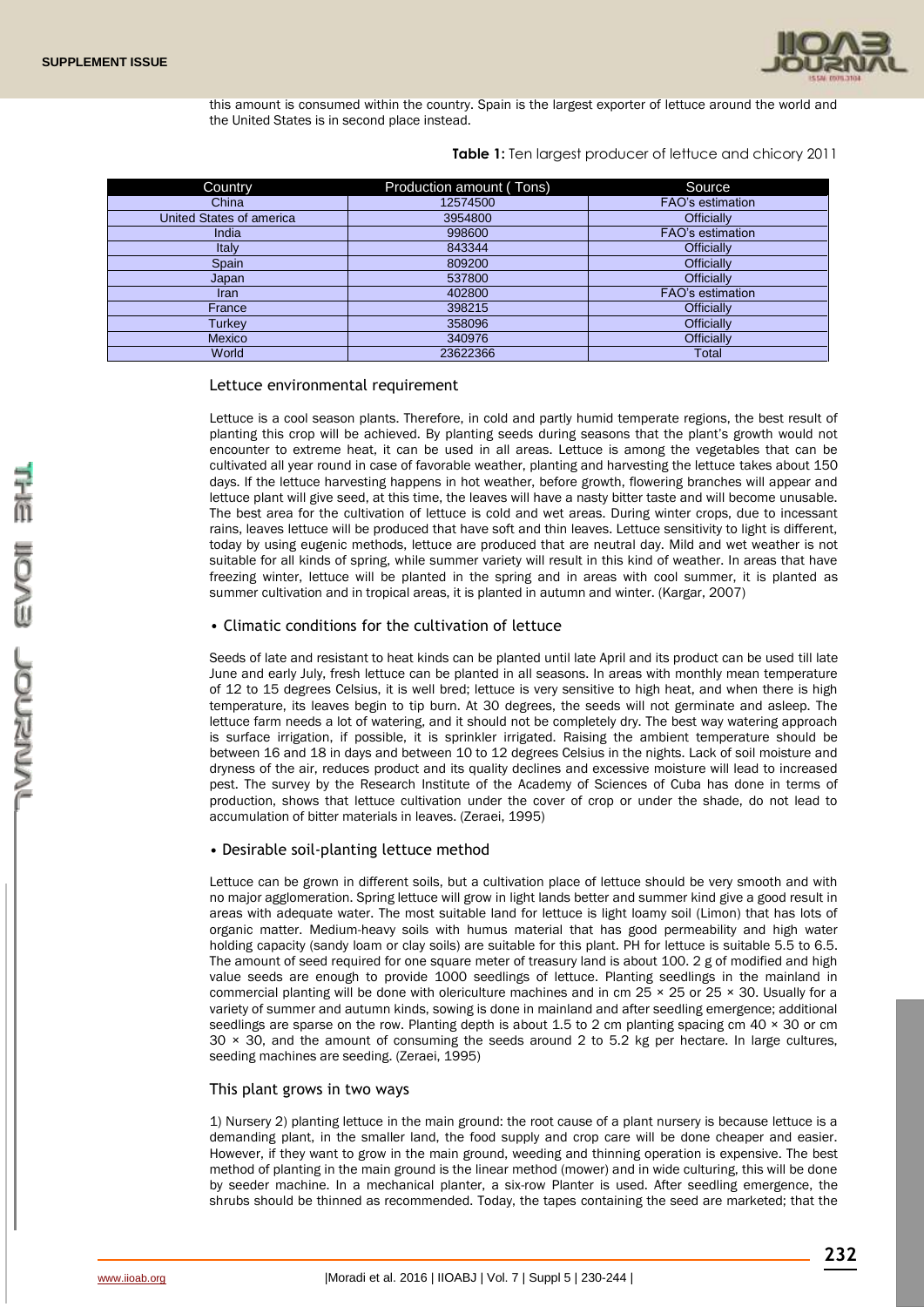this amount is consumed within the country. Spain is the largest exporter of lettuce around the world and the United States is in second place instead.

**Table 1:** Ten largest producer of lettuce and chicory 2011

| Country | Production amount ( Tons) | Source |
|---|---|---|
| China | 12574500 | FAO's estimation |
| United States of america | 3954800 | Officially |
| India | 998600 | FAO's estimation |
| Italy | 843344 | Officially |
| Spain | 809200 | Officially |
| Japan | 537800 | Officially |
| Iran | 402800 | FAO's estimation |
| France | 398215 | Officially |
| Turkey | 358096 | Officially |
| Mexico | 340976 | Officially |
| World | 23622366 | Total |

## Lettuce environmental requirement

Lettuce is a cool season plants. Therefore, in cold and partly humid temperate regions, the best result of planting this crop will be achieved. By planting seeds during seasons that the plant's growth would not encounter to extreme heat, it can be used in all areas. Lettuce is among the vegetables that can be cultivated all year round in case of favorable weather, planting and harvesting the lettuce takes about 150 days. If the lettuce harvesting happens in hot weather, before growth, flowering branches will appear and lettuce plant will give seed, at this time, the leaves will have a nasty bitter taste and will become unusable. The best area for the cultivation of lettuce is cold and wet areas. During winter crops, due to incessant rains, leaves lettuce will be produced that have soft and thin leaves. Lettuce sensitivity to light is different, today by using eugenic methods, lettuce are produced that are neutral day. Mild and wet weather is not suitable for all kinds of spring, while summer variety will result in this kind of weather. In areas that have freezing winter, lettuce will be planted in the spring and in areas with cool summer, it is planted as summer cultivation and in tropical areas, it is planted in autumn and winter. (Kargar, 2007)

### • Climatic conditions for the cultivation of lettuce

Seeds of late and resistant to heat kinds can be planted until late April and its product can be used till late June and early July, fresh lettuce can be planted in all seasons. In areas with monthly mean temperature of 12 to 15 degrees Celsius, it is well bred; lettuce is very sensitive to high heat, and when there is high temperature, its leaves begin to tip burn. At 30 degrees, the seeds will not germinate and asleep. The lettuce farm needs a lot of watering, and it should not be completely dry. The best way watering approach is surface irrigation, if possible, it is sprinkler irrigated. Raising the ambient temperature should be between 16 and 18 in days and between 10 to 12 degrees Celsius in the nights. Lack of soil moisture and dryness of the air, reduces product and its quality declines and excessive moisture will lead to increased pest. The survey by the Research Institute of the Academy of Sciences of Cuba has done in terms of production, shows that lettuce cultivation under the cover of crop or under the shade, do not lead to accumulation of bitter materials in leaves. (Zeraei, 1995)

### • Desirable soil-planting lettuce method

Lettuce can be grown in different soils, but a cultivation place of lettuce should be very smooth and with no major agglomeration. Spring lettuce will grow in light lands better and summer kind give a good result in areas with adequate water. The most suitable land for lettuce is light loamy soil (Limon) that has lots of organic matter. Medium-heavy soils with humus material that has good permeability and high water holding capacity (sandy loam or clay soils) are suitable for this plant. PH for lettuce is suitable 5.5 to 6.5. The amount of seed required for one square meter of treasury land is about 100. 2 g of modified and high value seeds are enough to provide 1000 seedlings of lettuce. Planting seedlings in the mainland in commercial planting will be done with olericulture machines and in cm 25 × 25 or 25 × 30. Usually for a variety of summer and autumn kinds, sowing is done in mainland and after seedling emergence; additional seedlings are sparse on the row. Planting depth is about 1.5 to 2 cm planting spacing cm 40 × 30 or cm 30 × 30, and the amount of consuming the seeds around 2 to 5.2 kg per hectare. In large cultures, seeding machines are seeding. (Zeraei, 1995)

## This plant grows in two ways

1) Nursery 2) planting lettuce in the main ground: the root cause of a plant nursery is because lettuce is a demanding plant, in the smaller land, the food supply and crop care will be done cheaper and easier. However, if they want to grow in the main ground, weeding and thinning operation is expensive. The best method of planting in the main ground is the linear method (mower) and in wide culturing, this will be done by seeder machine. In a mechanical planter, a six-row Planter is used. After seedling emergence, the shrubs should be thinned as recommended. Today, the tapes containing the seed are marketed; that the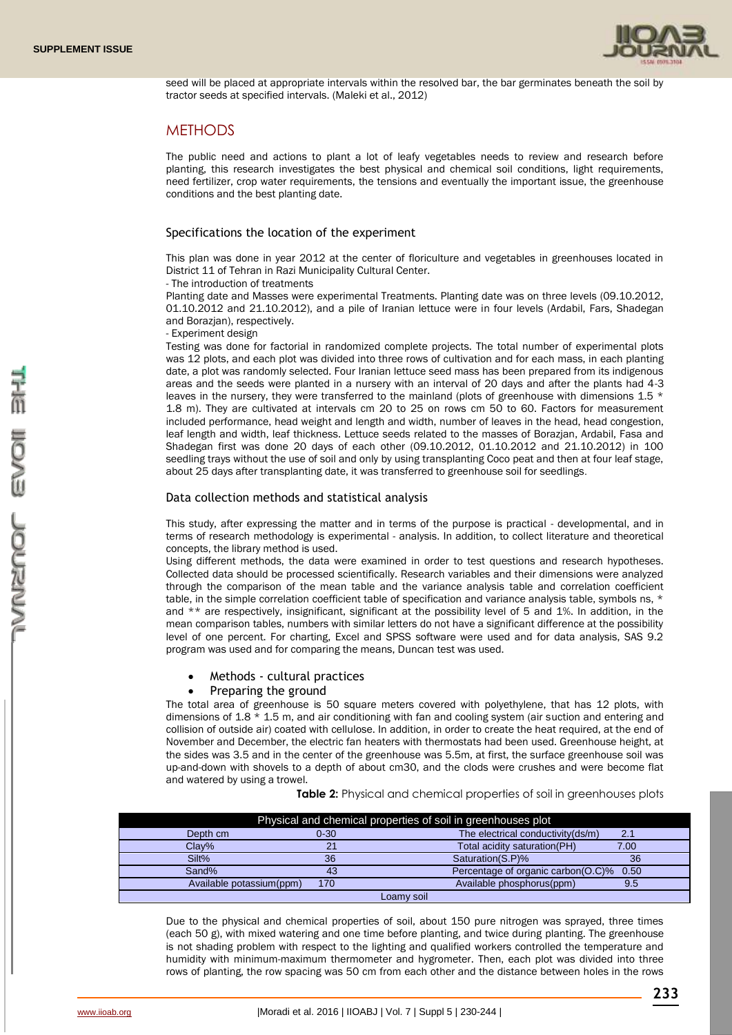seed will be placed at appropriate intervals within the resolved bar, the bar germinates beneath the soil by tractor seeds at specified intervals. (Maleki et al., 2012)

## METHODS

The public need and actions to plant a lot of leafy vegetables needs to review and research before planting, this research investigates the best physical and chemical soil conditions, light requirements, need fertilizer, crop water requirements, the tensions and eventually the important issue, the greenhouse conditions and the best planting date.

### Specifications the location of the experiment

This plan was done in year 2012 at the center of floriculture and vegetables in greenhouses located in District 11 of Tehran in Razi Municipality Cultural Center.

- The introduction of treatments

Planting date and Masses were experimental Treatments. Planting date was on three levels (09.10.2012, 01.10.2012 and 21.10.2012), and a pile of Iranian lettuce were in four levels (Ardabil, Fars, Shadegan and Borazjan), respectively.

- Experiment design

Testing was done for factorial in randomized complete projects. The total number of experimental plots was 12 plots, and each plot was divided into three rows of cultivation and for each mass, in each planting date, a plot was randomly selected. Four Iranian lettuce seed mass has been prepared from its indigenous areas and the seeds were planted in a nursery with an interval of 20 days and after the plants had 4-3 leaves in the nursery, they were transferred to the mainland (plots of greenhouse with dimensions 1.5 * 1.8 m). They are cultivated at intervals cm 20 to 25 on rows cm 50 to 60. Factors for measurement included performance, head weight and length and width, number of leaves in the head, head congestion, leaf length and width, leaf thickness. Lettuce seeds related to the masses of Borazjan, Ardabil, Fasa and Shadegan first was done 20 days of each other (09.10.2012, 01.10.2012 and 21.10.2012) in 100 seedling trays without the use of soil and only by using transplanting Coco peat and then at four leaf stage, about 25 days after transplanting date, it was transferred to greenhouse soil for seedlings.

### Data collection methods and statistical analysis

This study, after expressing the matter and in terms of the purpose is practical - developmental, and in terms of research methodology is experimental - analysis. In addition, to collect literature and theoretical concepts, the library method is used.

Using different methods, the data were examined in order to test questions and research hypotheses. Collected data should be processed scientifically. Research variables and their dimensions were analyzed through the comparison of the mean table and the variance analysis table and correlation coefficient table, in the simple correlation coefficient table of specification and variance analysis table, symbols ns, * and ** are respectively, insignificant, significant at the possibility level of 5 and 1%. In addition, in the mean comparison tables, numbers with similar letters do not have a significant difference at the possibility level of one percent. For charting, Excel and SPSS software were used and for data analysis, SAS 9.2 program was used and for comparing the means, Duncan test was used.

- Methods - cultural practices
- Preparing the ground

The total area of greenhouse is 50 square meters covered with polyethylene, that has 12 plots, with dimensions of 1.8 * 1.5 m, and air conditioning with fan and cooling system (air suction and entering and collision of outside air) coated with cellulose. In addition, in order to create the heat required, at the end of November and December, the electric fan heaters with thermostats had been used. Greenhouse height, at the sides was 3.5 and in the center of the greenhouse was 5.5m, at first, the surface greenhouse soil was up-and-down with shovels to a depth of about cm30, and the clods were crushes and were become flat and watered by using a trowel.

**Table 2:** Physical and chemical properties of soil in greenhouses plots

| Physical and chemical properties of soil in greenhouses plot | | | |
|---|---|---|---|
| Depth cm | 0-30 | The electrical conductivity(ds/m) | 2.1 |
| Clay% | 21 | Total acidity saturation(PH) | 7.00 |
| Silt% | 36 | Saturation(S.P)% | 36 |
| Sand% | 43 | Percentage of organic carbon(O.C)% | 0.50 |
| Available potassium(ppm) | 170 | Available phosphorus(ppm) | 9.5 |
| Loamy soil | | | |

Due to the physical and chemical properties of soil, about 150 pure nitrogen was sprayed, three times (each 50 g), with mixed watering and one time before planting, and twice during planting. The greenhouse is not shading problem with respect to the lighting and qualified workers controlled the temperature and humidity with minimum-maximum thermometer and hygrometer. Then, each plot was divided into three rows of planting, the row spacing was 50 cm from each other and the distance between holes in the rows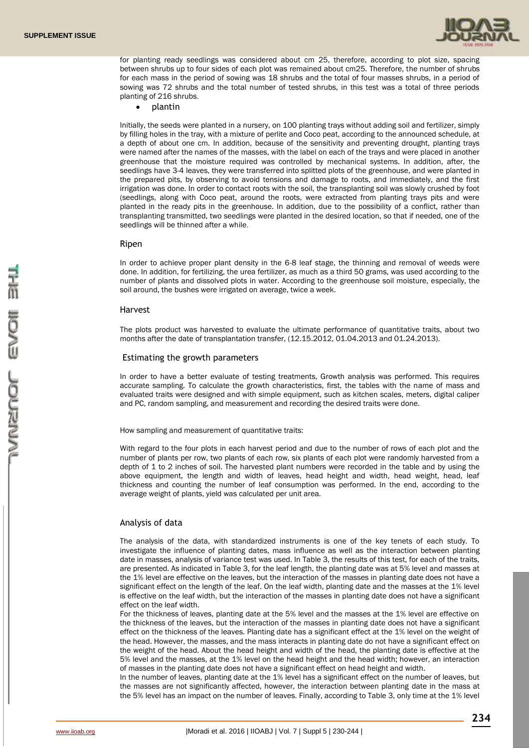for planting ready seedlings was considered about cm 25, therefore, according to plot size, spacing between shrubs up to four sides of each plot was remained about cm25. Therefore, the number of shrubs for each mass in the period of sowing was 18 shrubs and the total of four masses shrubs, in a period of sowing was 72 shrubs and the total number of tested shrubs, in this test was a total of three periods planting of 216 shrubs.

- plantin

Initially, the seeds were planted in a nursery, on 100 planting trays without adding soil and fertilizer, simply by filling holes in the tray, with a mixture of perlite and Coco peat, according to the announced schedule, at a depth of about one cm. In addition, because of the sensitivity and preventing drought, planting trays were named after the names of the masses, with the label on each of the trays and were placed in another greenhouse that the moisture required was controlled by mechanical systems. In addition, after, the seedlings have 3-4 leaves, they were transferred into splitted plots of the greenhouse, and were planted in the prepared pits, by observing to avoid tensions and damage to roots, and immediately, and the first irrigation was done. In order to contact roots with the soil, the transplanting soil was slowly crushed by foot (seedlings, along with Coco peat, around the roots, were extracted from planting trays pits and were planted in the ready pits in the greenhouse. In addition, due to the possibility of a conflict, rather than transplanting transmitted, two seedlings were planted in the desired location, so that if needed, one of the seedlings will be thinned after a while.

## Ripen

In order to achieve proper plant density in the 6-8 leaf stage, the thinning and removal of weeds were done. In addition, for fertilizing, the urea fertilizer, as much as a third 50 grams, was used according to the number of plants and dissolved plots in water. According to the greenhouse soil moisture, especially, the soil around, the bushes were irrigated on average, twice a week.

## Harvest

The plots product was harvested to evaluate the ultimate performance of quantitative traits, about two months after the date of transplantation transfer, (12.15.2012, 01.04.2013 and 01.24.2013).

## Estimating the growth parameters

In order to have a better evaluate of testing treatments, Growth analysis was performed. This requires accurate sampling. To calculate the growth characteristics, first, the tables with the name of mass and evaluated traits were designed and with simple equipment, such as kitchen scales, meters, digital caliper and PC, random sampling, and measurement and recording the desired traits were done.

How sampling and measurement of quantitative traits:

With regard to the four plots in each harvest period and due to the number of rows of each plot and the number of plants per row, two plants of each row, six plants of each plot were randomly harvested from a depth of 1 to 2 inches of soil. The harvested plant numbers were recorded in the table and by using the above equipment, the length and width of leaves, head height and width, head weight, head, leaf thickness and counting the number of leaf consumption was performed. In the end, according to the average weight of plants, yield was calculated per unit area.

## Analysis of data

The analysis of the data, with standardized instruments is one of the key tenets of each study. To investigate the influence of planting dates, mass influence as well as the interaction between planting date in masses, analysis of variance test was used. In Table 3, the results of this test, for each of the traits, are presented. As indicated in Table 3, for the leaf length, the planting date was at 5% level and masses at the 1% level are effective on the leaves, but the interaction of the masses in planting date does not have a significant effect on the length of the leaf. On the leaf width, planting date and the masses at the 1% level is effective on the leaf width, but the interaction of the masses in planting date does not have a significant effect on the leaf width.

For the thickness of leaves, planting date at the 5% level and the masses at the 1% level are effective on the thickness of the leaves, but the interaction of the masses in planting date does not have a significant effect on the thickness of the leaves. Planting date has a significant effect at the 1% level on the weight of the head. However, the masses, and the mass interacts in planting date do not have a significant effect on the weight of the head. About the head height and width of the head, the planting date is effective at the 5% level and the masses, at the 1% level on the head height and the head width; however, an interaction of masses in the planting date does not have a significant effect on head height and width.

In the number of leaves, planting date at the 1% level has a significant effect on the number of leaves, but the masses are not significantly affected, however, the interaction between planting date in the mass at the 5% level has an impact on the number of leaves. Finally, according to Table 3, only time at the 1% level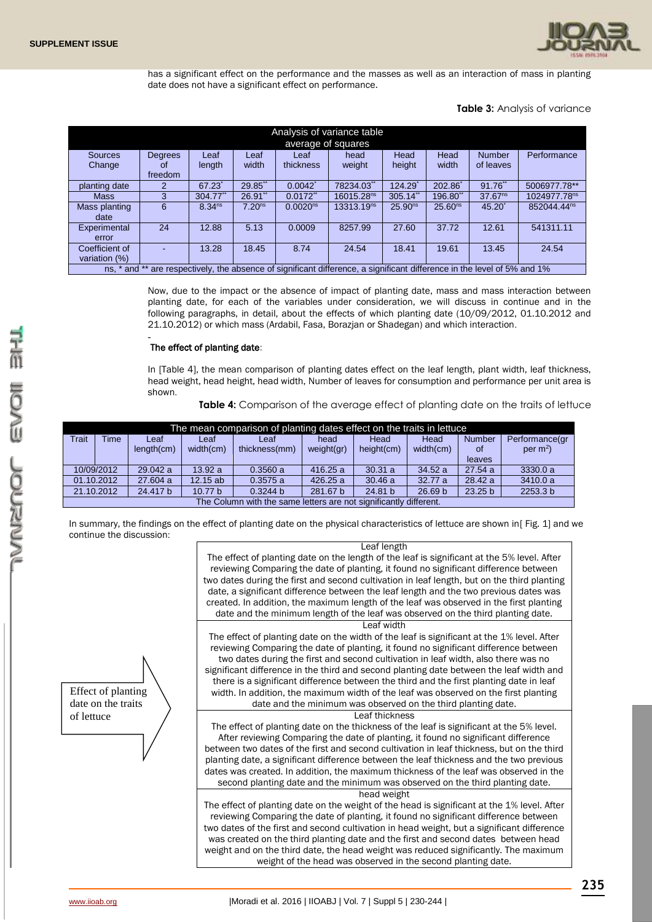has a significant effect on the performance and the masses as well as an interaction of mass in planting date does not have a significant effect on performance.

**Table 3:** Analysis of variance

| Analysis of variance table | | | | | | | | | |
|---|---|---|---|---|---|---|---|---|---|
| | | average of squares | | | | | | | |
| Sources Change | Degrees of freedom | Leaf length | Leaf width | Leaf thickness | head weight | Head height | Head width | Number of leaves | Performance |
| planting date | 2 | 67.23* | 29.85** | 0.0042* | 78234.03** | 124.29* | 202.86* | 91.76** | 5006977.78** |
| Mass | 3 | 304.77** | 26.91** | 0.0172** | 16015.28ns | 305.14** | 196.80** | 37.67ns | 1024977.78ns |
| Mass planting date | 6 | 8.34ns | 7.20ns | 0.0020ns | 13313.19ns | 25.90ns | 25.60ns | 45.20* | 852044.44ns |
| Experimental error | 24 | 12.88 | 5.13 | 0.0009 | 8257.99 | 27.60 | 37.72 | 12.61 | 541311.11 |
| Coefficient of variation (%) | - | 13.28 | 18.45 | 8.74 | 24.54 | 18.41 | 19.61 | 13.45 | 24.54 |

ns, * and ** are respectively, the absence of significant difference, a significant difference in the level of 5% and 1%

Now, due to the impact or the absence of impact of planting date, mass and mass interaction between planting date, for each of the variables under consideration, we will discuss in continue and in the following paragraphs, in detail, about the effects of which planting date (10/09/2012, 01.10.2012 and 21.10.2012) or which mass (Ardabil, Fasa, Borazjan or Shadegan) and which interaction.

-

**The effect of planting date**:

In [Table 4], the mean comparison of planting dates effect on the leaf length, plant width, leaf thickness, head weight, head height, head width, Number of leaves for consumption and performance per unit area is shown.

**Table 4:** Comparison of the average effect of planting date on the traits of lettuce

| The mean comparison of planting dates effect on the traits in lettuce | | | | | | | | |
|---|---|---|---|---|---|---|---|---|
| Trait Time | Leaf length(cm) | Leaf width(cm) | Leaf thickness(mm) | head weight(gr) | Head height(cm) | Head width(cm) | Number of leaves | Performance(gr per $m^2$) |
| 10/09/2012 | 29.042 a | 13.92 a | 0.3560 a | 416.25 a | 30.31 a | 34.52 a | 27.54 a | 3330.0 a |
| 01.10.2012 | 27.604 a | 12.15 ab | 0.3575 a | 426.25 a | 30.46 a | 32.77 a | 28.42 a | 3410.0 a |
| 21.10.2012 | 24.417 b | 10.77 b | 0.3244 b | 281.67 b | 24.81 b | 26.69 b | 23.25 b | 2253.3 b |

The Column with the same letters are not significantly different.

In summary, the findings on the effect of planting date on the physical characteristics of lettuce are shown in[ Fig. 1] and we continue the discussion:

Effect of planting date on the traits of lettuce

| |
|---|
| Leaf length<br>The effect of planting date on the length of the leaf is significant at the 5% level. After reviewing Comparing the date of planting, it found no significant difference between two dates during the first and second cultivation in leaf length, but on the third planting date, a significant difference between the leaf length and the two previous dates was created. In addition, the maximum length of the leaf was observed in the first planting date and the minimum length of the leaf was observed on the third planting date. |
| Leaf width<br>The effect of planting date on the width of the leaf is significant at the 1% level. After reviewing Comparing the date of planting, it found no significant difference between two dates during the first and second cultivation in leaf width, also there was no significant difference in the third and second planting date between the leaf width and there is a significant difference between the third and the first planting date in leaf width. In addition, the maximum width of the leaf was observed on the first planting date and the minimum was observed on the third planting date. |
| Leaf thickness<br>The effect of planting date on the thickness of the leaf is significant at the 5% level. After reviewing Comparing the date of planting, it found no significant difference between two dates of the first and second cultivation in leaf thickness, but on the third planting date, a significant difference between the leaf thickness and the two previous dates was created. In addition, the maximum thickness of the leaf was observed in the second planting date and the minimum was observed on the third planting date. |
| head weight<br>The effect of planting date on the weight of the head is significant at the 1% level. After reviewing Comparing the date of planting, it found no significant difference between two dates of the first and second cultivation in head weight, but a significant difference was created on the third planting date and the first and second dates between head weight and on the third date, the head weight was reduced significantly. The maximum weight of the head was observed in the second planting date. |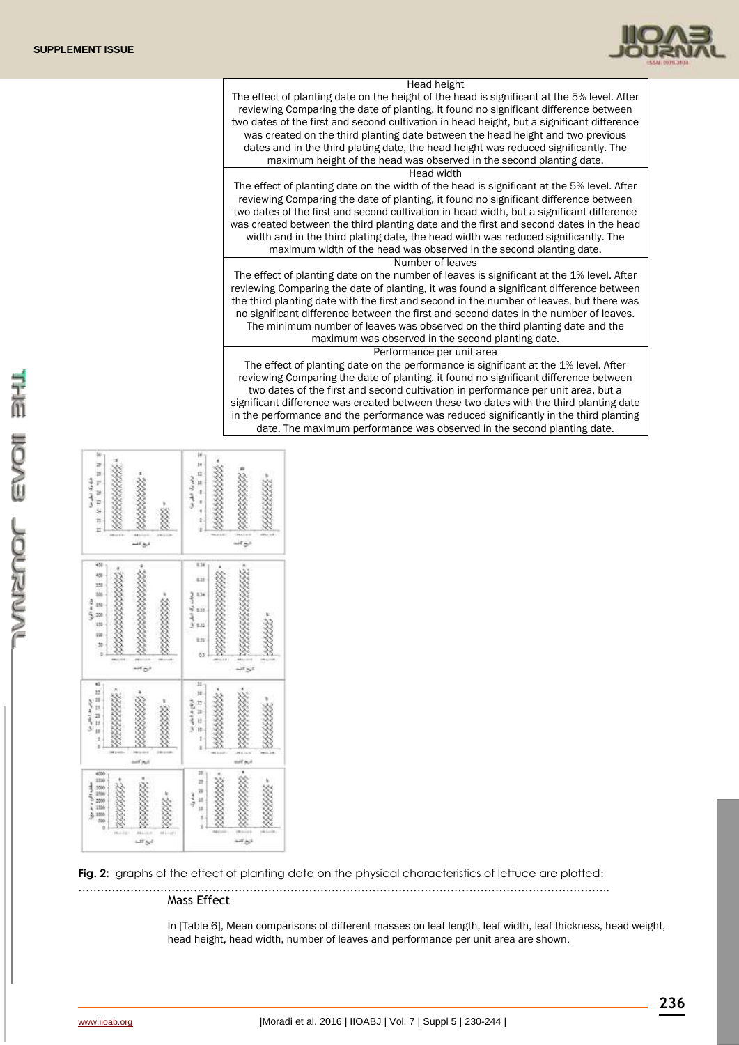| Head height |
|---|
| The effect of planting date on the height of the head is significant at the 5% level. After reviewing Comparing the date of planting, it found no significant difference between two dates of the first and second cultivation in head height, but a significant difference was created on the third planting date between the head height and two previous dates and in the third plating date, the head height was reduced significantly. The maximum height of the head was observed in the second planting date. |
| Head width |
| The effect of planting date on the width of the head is significant at the 5% level. After reviewing Comparing the date of planting, it found no significant difference between two dates of the first and second cultivation in head width, but a significant difference was created between the third planting date and the first and second dates in the head width and in the third plating date, the head width was reduced significantly. The maximum width of the head was observed in the second planting date. |
| Number of leaves |
| The effect of planting date on the number of leaves is significant at the 1% level. After reviewing Comparing the date of planting, it was found a significant difference between the third planting date with the first and second in the number of leaves, but there was no significant difference between the first and second dates in the number of leaves. The minimum number of leaves was observed on the third planting date and the maximum was observed in the second planting date. |
| Performance per unit area |
| The effect of planting date on the performance is significant at the 1% level. After reviewing Comparing the date of planting, it found no significant difference between two dates of the first and second cultivation in performance per unit area, but a significant difference was created between these two dates with the third planting date in the performance and the performance was reduced significantly in the third planting date. The maximum performance was observed in the second planting date. |

**Fig. 2:** graphs of the effect of planting date on the physical characteristics of lettuce are plotted:

……………………………………………………………………………………………………………………….

## Mass Effect

In [Table 6], Mean comparisons of different masses on leaf length, leaf width, leaf thickness, head weight, head height, head width, number of leaves and performance per unit area are shown.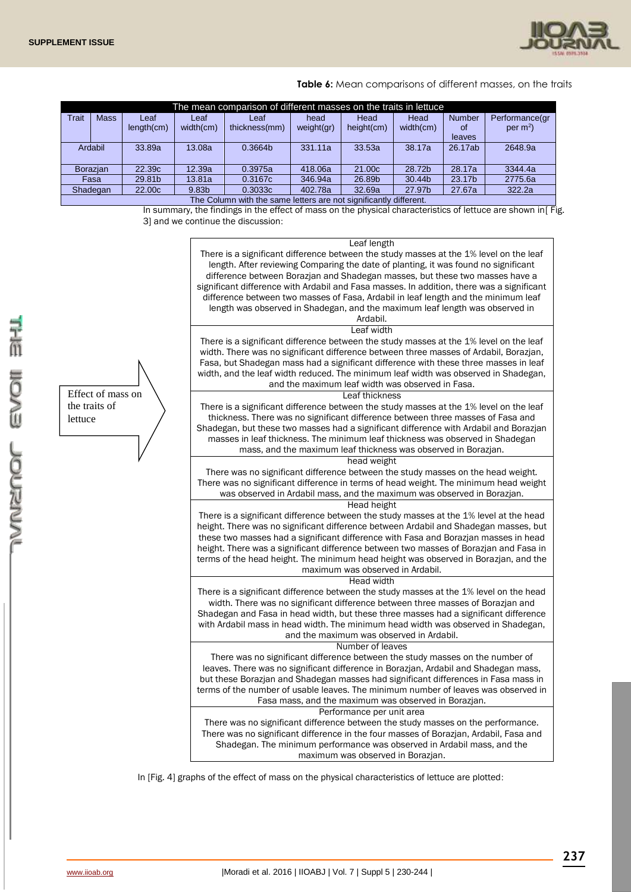**Table 6:** Mean comparisons of different masses, on the traits

| The mean comparison of different masses on the traits in lettuce | | | | | | | | | |
|---|---|---|---|---|---|---|---|---|---|
| Trait / Mass | Leaf length(cm) | Leaf width(cm) | Leaf thickness(mm) | head weight(gr) | Head height(cm) | Head width(cm) | Number of leaves | Performance(gr per m$^2$) |
| Ardabil | 33.89a | 13.08a | 0.3664b | 331.11a | 33.53a | 38.17a | 26.17ab | 2648.9a |
| Borazjan | 22.39c | 12.39a | 0.3975a | 418.06a | 21.00c | 28.72b | 28.17a | 3344.4a |
| Fasa | 29.81b | 13.81a | 0.3167c | 346.94a | 26.89b | 30.44b | 23.17b | 2775.6a |
| Shadegan | 22.00c | 9.83b | 0.3033c | 402.78a | 32.69a | 27.97b | 27.67a | 322.2a |
| The Column with the same letters are not significantly different. | | | | | | | | |

In summary, the findings in the effect of mass on the physical characteristics of lettuce are shown in[ Fig. 3] and we continue the discussion:

Effect of mass on the traits of lettuce

**Leaf length**

There is a significant difference between the study masses at the 1% level on the leaf length. After reviewing Comparing the date of planting, it was found no significant difference between Borazjan and Shadegan masses, but these two masses have a significant difference with Ardabil and Fasa masses. In addition, there was a significant difference between two masses of Fasa, Ardabil in leaf length and the minimum leaf length was observed in Shadegan, and the maximum leaf length was observed in Ardabil.

**Leaf width**

There is a significant difference between the study masses at the 1% level on the leaf width. There was no significant difference between three masses of Ardabil, Borazjan, Fasa, but Shadegan mass had a significant difference with these three masses in leaf width, and the leaf width reduced. The minimum leaf width was observed in Shadegan, and the maximum leaf width was observed in Fasa.

**Leaf thickness**

There is a significant difference between the study masses at the 1% level on the leaf thickness. There was no significant difference between three masses of Fasa and Shadegan, but these two masses had a significant difference with Ardabil and Borazjan masses in leaf thickness. The minimum leaf thickness was observed in Shadegan mass, and the maximum leaf thickness was observed in Borazjan.

**head weight**

There was no significant difference between the study masses on the head weight. There was no significant difference in terms of head weight. The minimum head weight was observed in Ardabil mass, and the maximum was observed in Borazjan.

**Head height**

There is a significant difference between the study masses at the 1% level at the head height. There was no significant difference between Ardabil and Shadegan masses, but these two masses had a significant difference with Fasa and Borazjan masses in head height. There was a significant difference between two masses of Borazjan and Fasa in terms of the head height. The minimum head height was observed in Borazjan, and the maximum was observed in Ardabil.

**Head width**

There is a significant difference between the study masses at the 1% level on the head width. There was no significant difference between three masses of Borazjan and Shadegan and Fasa in head width, but these three masses had a significant difference with Ardabil mass in head width. The minimum head width was observed in Shadegan, and the maximum was observed in Ardabil.

**Number of leaves**

There was no significant difference between the study masses on the number of leaves. There was no significant difference in Borazjan, Ardabil and Shadegan mass, but these Borazjan and Shadegan masses had significant differences in Fasa mass in terms of the number of usable leaves. The minimum number of leaves was observed in Fasa mass, and the maximum was observed in Borazjan.

**Performance per unit area**

There was no significant difference between the study masses on the performance. There was no significant difference in the four masses of Borazjan, Ardabil, Fasa and Shadegan. The minimum performance was observed in Ardabil mass, and the maximum was observed in Borazjan.

In [Fig. 4] graphs of the effect of mass on the physical characteristics of lettuce are plotted: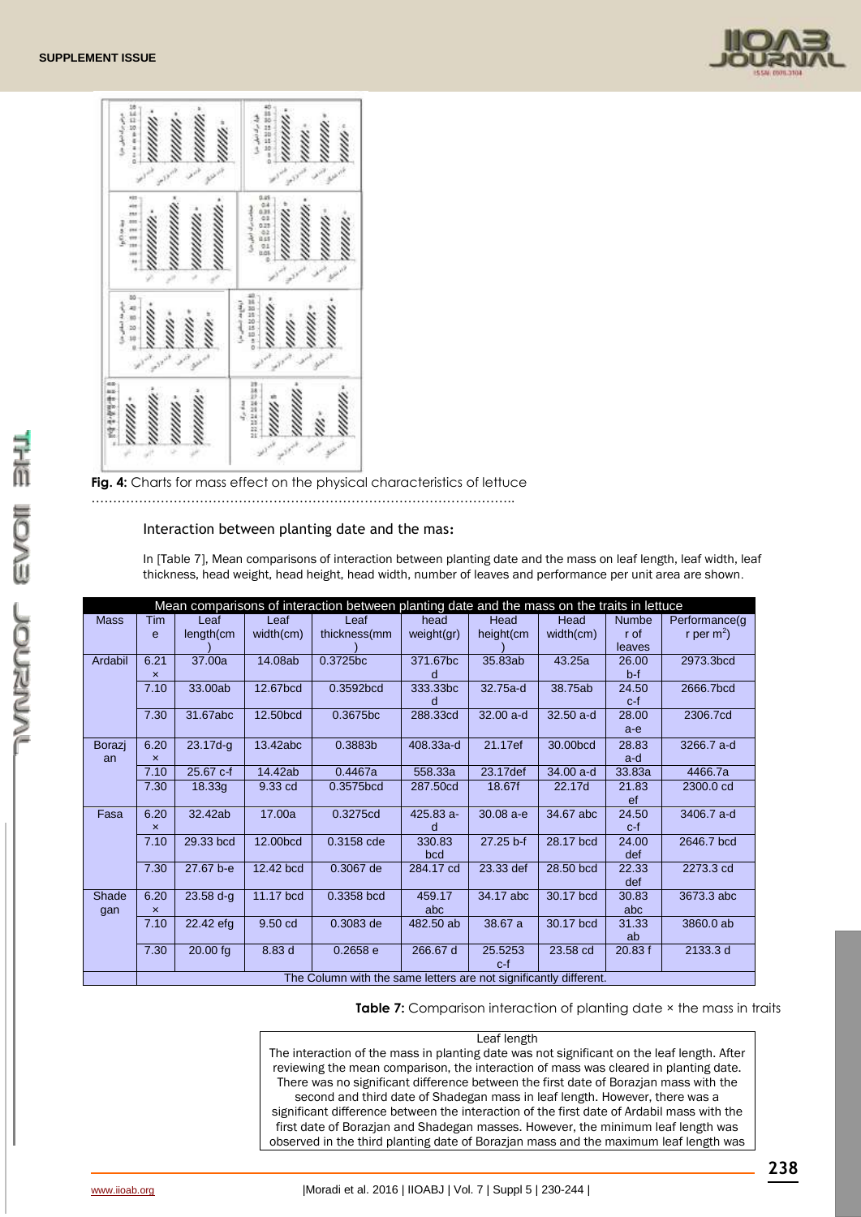Fig. 4: Charts for mass effect on the physical characteristics of lettuce

……………………………………………………………………………………

### Interaction between planting date and the mas:

In [Table 7], Mean comparisons of interaction between planting date and the mass on leaf length, leaf width, leaf thickness, head weight, head height, head width, number of leaves and performance per unit area are shown.

| Mean comparisons of interaction between planting date and the mass on the traits in lettuce | | | | | | | | | |
|---|---|---|---|---|---|---|---|---|---|
| Mass | Time | Leaf length(cm) | Leaf width(cm) | Leaf thickness(mm) | head weight(gr) | Head height(cm) | Head width(cm) | Number of leaves | Performance(gr per $m^2$) |
| Ardabil | 6.21 × | 37.00a | 14.08ab | 0.3725bc | 371.67bcd | 35.83ab | 43.25a | 26.00 b-f | 2973.3bcd |
| | 7.10 | 33.00ab | 12.67bcd | 0.3592bcd | 333.33bcd | 32.75a-d | 38.75ab | 24.50 c-f | 2666.7bcd |
| | 7.30 | 31.67abc | 12.50bcd | 0.3675bc | 288.33cd | 32.00 a-d | 32.50 a-d | 28.00 a-e | 2306.7cd |
| Borazjan | 6.20 × | 23.17d-g | 13.42abc | 0.3883b | 408.33a-d | 21.17ef | 30.00bcd | 28.83 a-d | 3266.7 a-d |
| | 7.10 | 25.67 c-f | 14.42ab | 0.4467a | 558.33a | 23.17def | 34.00 a-d | 33.83a | 4466.7a |
| | 7.30 | 18.33g | 9.33 cd | 0.3575bcd | 287.50cd | 18.67f | 22.17d | 21.83 ef | 2300.0 cd |
| Fasa | 6.20 × | 32.42ab | 17.00a | 0.3275cd | 425.83 a-d | 30.08 a-e | 34.67 abc | 24.50 c-f | 3406.7 a-d |
| | 7.10 | 29.33 bcd | 12.00bcd | 0.3158 cde | 330.83 bcd | 27.25 b-f | 28.17 bcd | 24.00 def | 2646.7 bcd |
| | 7.30 | 27.67 b-e | 12.42 bcd | 0.3067 de | 284.17 cd | 23.33 def | 28.50 bcd | 22.33 def | 2273.3 cd |
| Shadegan | 6.20 × | 23.58 d-g | 11.17 bcd | 0.3358 bcd | 459.17 abc | 34.17 abc | 30.17 bcd | 30.83 abc | 3673.3 abc |
| | 7.10 | 22.42 efg | 9.50 cd | 0.3083 de | 482.50 ab | 38.67 a | 30.17 bcd | 31.33 ab | 3860.0 ab |
| | 7.30 | 20.00 fg | 8.83 d | 0.2658 e | 266.67 d | 25.5253 c-f | 23.58 cd | 20.83 f | 2133.3 d |
| | The Column with the same letters are not significantly different. | | | | | | | | |

**Table 7:** Comparison interaction of planting date × the mass in traits

Leaf length

The interaction of the mass in planting date was not significant on the leaf length. After reviewing the mean comparison, the interaction of mass was cleared in planting date. There was no significant difference between the first date of Borazjan mass with the second and third date of Shadegan mass in leaf length. However, there was a significant difference between the interaction of the first date of Ardabil mass with the first date of Borazjan and Shadegan masses. However, the minimum leaf length was observed in the third planting date of Borazjan mass and the maximum leaf length was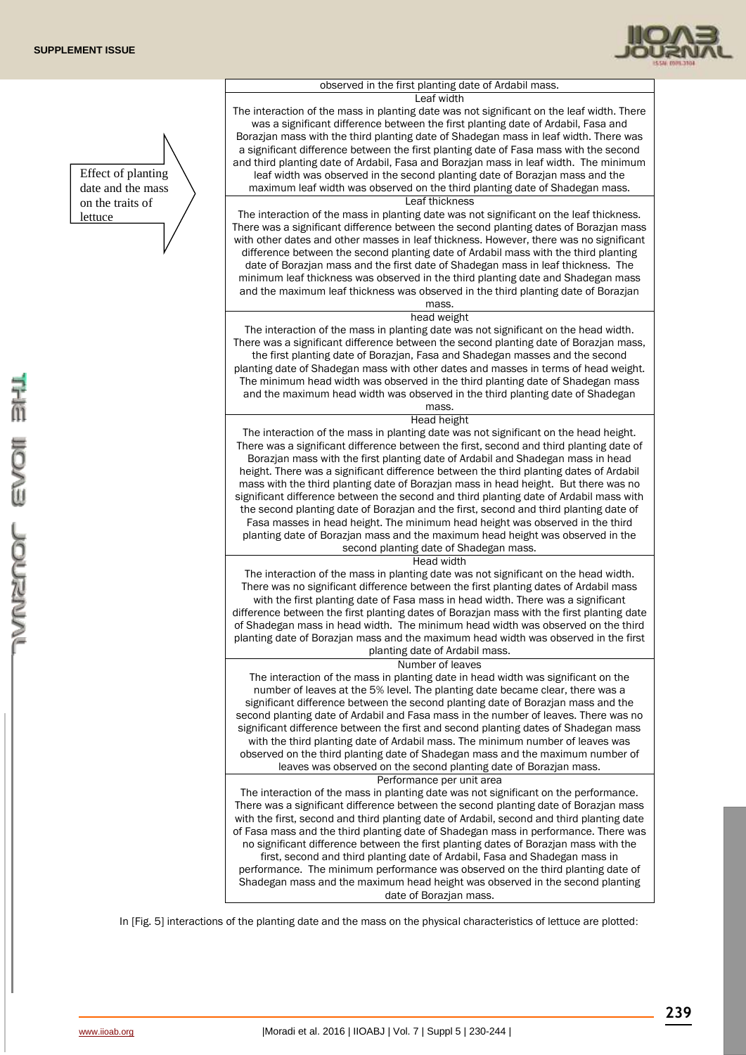| Effect of planting date and the mass on the traits of lettuce | observed in the first planting date of Ardabil mass. |
|---|---|
| | Leaf width<br>The interaction of the mass in planting date was not significant on the leaf width. There was a significant difference between the first planting date of Ardabil, Fasa and Borazjan mass with the third planting date of Shadegan mass in leaf width. There was a significant difference between the first planting date of Fasa mass with the second and third planting date of Ardabil, Fasa and Borazjan mass in leaf width. The minimum leaf width was observed in the second planting date of Borazjan mass and the maximum leaf width was observed on the third planting date of Shadegan mass. |
| | Leaf thickness<br>The interaction of the mass in planting date was not significant on the leaf thickness. There was a significant difference between the second planting dates of Borazjan mass with other dates and other masses in leaf thickness. However, there was no significant difference between the second planting date of Ardabil mass with the third planting date of Borazjan mass and the first date of Shadegan mass in leaf thickness. The minimum leaf thickness was observed in the third planting date and Shadegan mass and the maximum leaf thickness was observed in the third planting date of Borazjan mass. |
| | head weight<br>The interaction of the mass in planting date was not significant on the head width. There was a significant difference between the second planting date of Borazjan mass, the first planting date of Borazjan, Fasa and Shadegan masses and the second planting date of Shadegan mass with other dates and masses in terms of head weight. The minimum head width was observed in the third planting date of Shadegan mass and the maximum head width was observed in the third planting date of Shadegan mass. |
| | Head height<br>The interaction of the mass in planting date was not significant on the head height. There was a significant difference between the first, second and third planting date of Borazjan mass with the first planting date of Ardabil and Shadegan mass in head height. There was a significant difference between the third planting dates of Ardabil mass with the third planting date of Borazjan mass in head height. But there was no significant difference between the second and third planting date of Ardabil mass with the second planting date of Borazjan and the first, second and third planting date of Fasa masses in head height. The minimum head height was observed in the third planting date of Borazjan mass and the maximum head height was observed in the second planting date of Shadegan mass. |
| | Head width<br>The interaction of the mass in planting date was not significant on the head width. There was no significant difference between the first planting dates of Ardabil mass with the first planting date of Fasa mass in head width. There was a significant difference between the first planting dates of Borazjan mass with the first planting date of Shadegan mass in head width. The minimum head width was observed on the third planting date of Borazjan mass and the maximum head width was observed in the first planting date of Ardabil mass. |
| | Number of leaves<br>The interaction of the mass in planting date in head width was significant on the number of leaves at the 5% level. The planting date became clear, there was a significant difference between the second planting date of Borazjan mass and the second planting date of Ardabil and Fasa mass in the number of leaves. There was no significant difference between the first and second planting dates of Shadegan mass with the third planting date of Ardabil mass. The minimum number of leaves was observed on the third planting date of Shadegan mass and the maximum number of leaves was observed on the second planting date of Borazjan mass. |
| | Performance per unit area<br>The interaction of the mass in planting date was not significant on the performance. There was a significant difference between the second planting date of Borazjan mass with the first, second and third planting date of Ardabil, second and third planting date of Fasa mass and the third planting date of Shadegan mass in performance. There was no significant difference between the first planting dates of Borazjan mass with the first, second and third planting date of Ardabil, Fasa and Shadegan mass in performance. The minimum performance was observed on the third planting date of Shadegan mass and the maximum head height was observed in the second planting date of Borazjan mass. |

In [Fig. 5] interactions of the planting date and the mass on the physical characteristics of lettuce are plotted: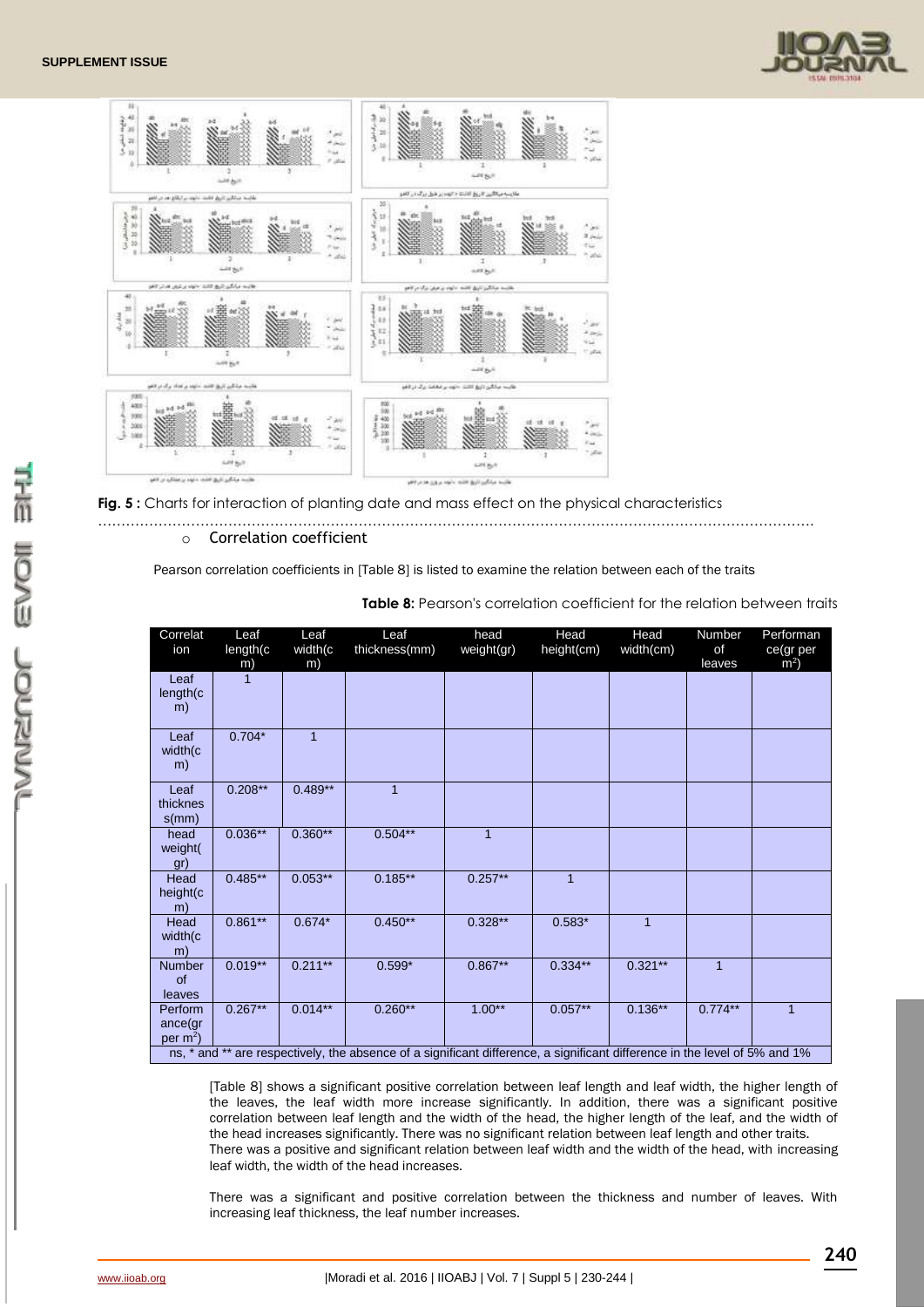Fig. 5 : Charts for interaction of planting date and mass effect on the physical characteristics

- Correlation coefficient

Pearson correlation coefficients in [Table 8] is listed to examine the relation between each of the traits

**Table 8:** Pearson's correlation coefficient for the relation between traits

| Correlation | Leaf length(cm) | Leaf width(cm) | Leaf thickness(mm) | head weight(gr) | Head height(cm) | Head width(cm) | Number of leaves | Performance(gr per $m^2$) |
|---|---|---|---|---|---|---|---|---|
| Leaf length(cm) | 1 | | | | | | | |
| Leaf width(cm) | 0.704* | 1 | | | | | | |
| Leaf thickness(mm) | 0.208** | 0.489** | 1 | | | | | |
| head weight(gr) | 0.036** | 0.360** | 0.504** | 1 | | | | |
| Head height(cm) | 0.485** | 0.053** | 0.185** | 0.257** | 1 | | | |
| Head width(cm) | 0.861** | 0.674* | 0.450** | 0.328** | 0.583* | 1 | | |
| Number of leaves | 0.019** | 0.211** | 0.599* | 0.867** | 0.334** | 0.321** | 1 | |
| Performance(gr per $m^2$) | 0.267** | 0.014** | 0.260** | 1.00** | 0.057** | 0.136** | 0.774** | 1 |

ns, * and ** are respectively, the absence of a significant difference, a significant difference in the level of 5% and 1%

[Table 8] shows a significant positive correlation between leaf length and leaf width, the higher length of the leaves, the leaf width more increase significantly. In addition, there was a significant positive correlation between leaf length and the width of the head, the higher length of the leaf, and the width of the head increases significantly. There was no significant relation between leaf length and other traits. There was a positive and significant relation between leaf width and the width of the head, with increasing leaf width, the width of the head increases.

There was a significant and positive correlation between the thickness and number of leaves. With increasing leaf thickness, the leaf number increases.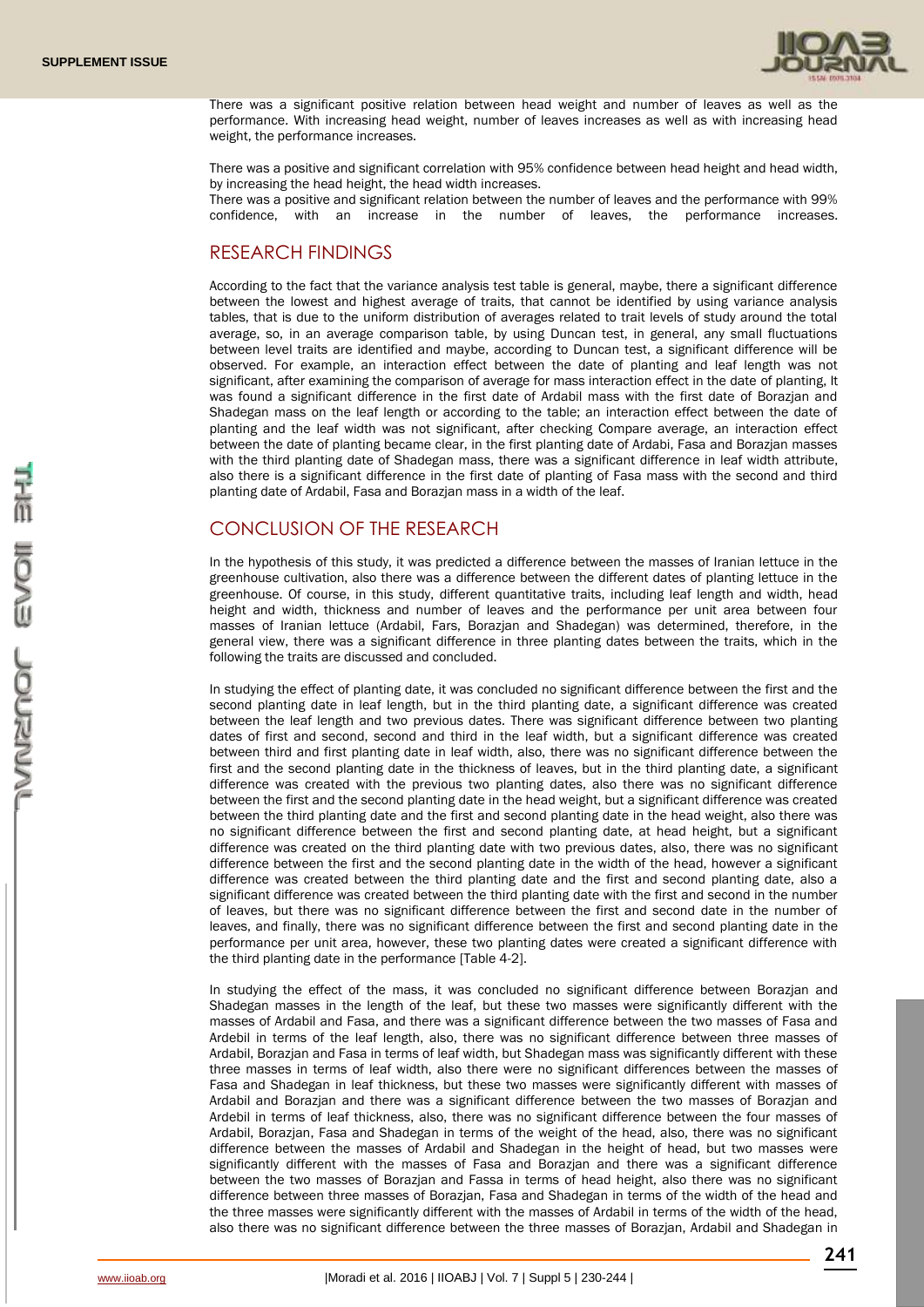There was a significant positive relation between head weight and number of leaves as well as the performance. With increasing head weight, number of leaves increases as well as with increasing head weight, the performance increases.

There was a positive and significant correlation with 95% confidence between head height and head width, by increasing the head height, the head width increases.
There was a positive and significant relation between the number of leaves and the performance with 99% confidence, with an increase in the number of leaves, the performance increases.

## RESEARCH FINDINGS

According to the fact that the variance analysis test table is general, maybe, there a significant difference between the lowest and highest average of traits, that cannot be identified by using variance analysis tables, that is due to the uniform distribution of averages related to trait levels of study around the total average, so, in an average comparison table, by using Duncan test, in general, any small fluctuations between level traits are identified and maybe, according to Duncan test, a significant difference will be observed. For example, an interaction effect between the date of planting and leaf length was not significant, after examining the comparison of average for mass interaction effect in the date of planting, It was found a significant difference in the first date of Ardabil mass with the first date of Borazjan and Shadegan mass on the leaf length or according to the table; an interaction effect between the date of planting and the leaf width was not significant, after checking Compare average, an interaction effect between the date of planting became clear, in the first planting date of Ardabi, Fasa and Borazjan masses with the third planting date of Shadegan mass, there was a significant difference in leaf width attribute, also there is a significant difference in the first date of planting of Fasa mass with the second and third planting date of Ardabil, Fasa and Borazjan mass in a width of the leaf.

## CONCLUSION OF THE RESEARCH

In the hypothesis of this study, it was predicted a difference between the masses of Iranian lettuce in the greenhouse cultivation, also there was a difference between the different dates of planting lettuce in the greenhouse. Of course, in this study, different quantitative traits, including leaf length and width, head height and width, thickness and number of leaves and the performance per unit area between four masses of Iranian lettuce (Ardabil, Fars, Borazjan and Shadegan) was determined, therefore, in the general view, there was a significant difference in three planting dates between the traits, which in the following the traits are discussed and concluded.

In studying the effect of planting date, it was concluded no significant difference between the first and the second planting date in leaf length, but in the third planting date, a significant difference was created between the leaf length and two previous dates. There was significant difference between two planting dates of first and second, second and third in the leaf width, but a significant difference was created between third and first planting date in leaf width, also, there was no significant difference between the first and the second planting date in the thickness of leaves, but in the third planting date, a significant difference was created with the previous two planting dates, also there was no significant difference between the first and the second planting date in the head weight, but a significant difference was created between the third planting date and the first and second planting date in the head weight, also there was no significant difference between the first and second planting date, at head height, but a significant difference was created on the third planting date with two previous dates, also, there was no significant difference between the first and the second planting date in the width of the head, however a significant difference was created between the third planting date and the first and second planting date, also a significant difference was created between the third planting date with the first and second in the number of leaves, but there was no significant difference between the first and second date in the number of leaves, and finally, there was no significant difference between the first and second planting date in the performance per unit area, however, these two planting dates were created a significant difference with the third planting date in the performance [Table 4-2].

In studying the effect of the mass, it was concluded no significant difference between Borazjan and Shadegan masses in the length of the leaf, but these two masses were significantly different with the masses of Ardabil and Fasa, and there was a significant difference between the two masses of Fasa and Ardebil in terms of the leaf length, also, there was no significant difference between three masses of Ardabil, Borazjan and Fasa in terms of leaf width, but Shadegan mass was significantly different with these three masses in terms of leaf width, also there were no significant differences between the masses of Fasa and Shadegan in leaf thickness, but these two masses were significantly different with masses of Ardabil and Borazjan and there was a significant difference between the two masses of Borazjan and Ardebil in terms of leaf thickness, also, there was no significant difference between the four masses of Ardabil, Borazjan, Fasa and Shadegan in terms of the weight of the head, also, there was no significant difference between the masses of Ardabil and Shadegan in the height of head, but two masses were significantly different with the masses of Fasa and Borazjan and there was a significant difference between the two masses of Borazjan and Fassa in terms of head height, also there was no significant difference between three masses of Borazjan, Fasa and Shadegan in terms of the width of the head and the three masses were significantly different with the masses of Ardabil in terms of the width of the head, also there was no significant difference between the three masses of Borazjan, Ardabil and Shadegan in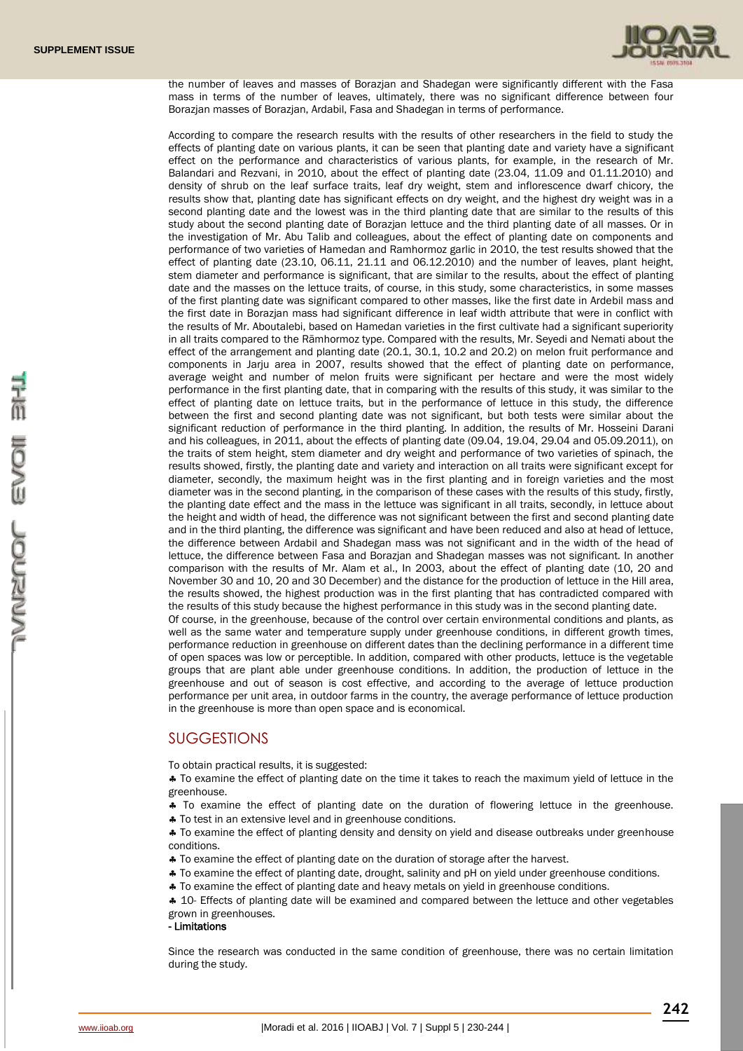the number of leaves and masses of Borazjan and Shadegan were significantly different with the Fasa mass in terms of the number of leaves, ultimately, there was no significant difference between four Borazjan masses of Borazjan, Ardabil, Fasa and Shadegan in terms of performance.

According to compare the research results with the results of other researchers in the field to study the effects of planting date on various plants, it can be seen that planting date and variety have a significant effect on the performance and characteristics of various plants, for example, in the research of Mr. Balandari and Rezvani, in 2010, about the effect of planting date (23.04, 11.09 and 01.11.2010) and density of shrub on the leaf surface traits, leaf dry weight, stem and inflorescence dwarf chicory, the results show that, planting date has significant effects on dry weight, and the highest dry weight was in a second planting date and the lowest was in the third planting date that are similar to the results of this study about the second planting date of Borazjan lettuce and the third planting date of all masses. Or in the investigation of Mr. Abu Talib and colleagues, about the effect of planting date on components and performance of two varieties of Hamedan and Ramhormoz garlic in 2010, the test results showed that the effect of planting date (23.10, 06.11, 21.11 and 06.12.2010) and the number of leaves, plant height, stem diameter and performance is significant, that are similar to the results, about the effect of planting date and the masses on the lettuce traits, of course, in this study, some characteristics, in some masses of the first planting date was significant compared to other masses, like the first date in Ardebil mass and the first date in Borazjan mass had significant difference in leaf width attribute that were in conflict with the results of Mr. Aboutalebi, based on Hamedan varieties in the first cultivate had a significant superiority in all traits compared to the Rāmhormoz type. Compared with the results, Mr. Seyedi and Nemati about the effect of the arrangement and planting date (20.1, 30.1, 10.2 and 20.2) on melon fruit performance and components in Jarju area in 2007, results showed that the effect of planting date on performance, average weight and number of melon fruits were significant per hectare and were the most widely performance in the first planting date, that in comparing with the results of this study, it was similar to the effect of planting date on lettuce traits, but in the performance of lettuce in this study, the difference between the first and second planting date was not significant, but both tests were similar about the significant reduction of performance in the third planting. In addition, the results of Mr. Hosseini Darani and his colleagues, in 2011, about the effects of planting date (09.04, 19.04, 29.04 and 05.09.2011), on the traits of stem height, stem diameter and dry weight and performance of two varieties of spinach, the results showed, firstly, the planting date and variety and interaction on all traits were significant except for diameter, secondly, the maximum height was in the first planting and in foreign varieties and the most diameter was in the second planting, in the comparison of these cases with the results of this study, firstly, the planting date effect and the mass in the lettuce was significant in all traits, secondly, in lettuce about the height and width of head, the difference was not significant between the first and second planting date and in the third planting, the difference was significant and have been reduced and also at head of lettuce, the difference between Ardabil and Shadegan mass was not significant and in the width of the head of lettuce, the difference between Fasa and Borazjan and Shadegan masses was not significant. In another comparison with the results of Mr. Alam et al., In 2003, about the effect of planting date (10, 20 and November 30 and 10, 20 and 30 December) and the distance for the production of lettuce in the Hill area, the results showed, the highest production was in the first planting that has contradicted compared with the results of this study because the highest performance in this study was in the second planting date.

Of course, in the greenhouse, because of the control over certain environmental conditions and plants, as well as the same water and temperature supply under greenhouse conditions, in different growth times, performance reduction in greenhouse on different dates than the declining performance in a different time of open spaces was low or perceptible. In addition, compared with other products, lettuce is the vegetable groups that are plant able under greenhouse conditions. In addition, the production of lettuce in the greenhouse and out of season is cost effective, and according to the average of lettuce production performance per unit area, in outdoor farms in the country, the average performance of lettuce production in the greenhouse is more than open space and is economical.

## SUGGESTIONS

To obtain practical results, it is suggested:

- To examine the effect of planting date on the time it takes to reach the maximum yield of lettuce in the greenhouse.
- To examine the effect of planting date on the duration of flowering lettuce in the greenhouse.
- To test in an extensive level and in greenhouse conditions.
- To examine the effect of planting density and density on yield and disease outbreaks under greenhouse conditions.
- To examine the effect of planting date on the duration of storage after the harvest.
- To examine the effect of planting date, drought, salinity and pH on yield under greenhouse conditions.
- To examine the effect of planting date and heavy metals on yield in greenhouse conditions.
- 10- Effects of planting date will be examined and compared between the lettuce and other vegetables grown in greenhouses.

**- Limitations**

Since the research was conducted in the same condition of greenhouse, there was no certain limitation during the study.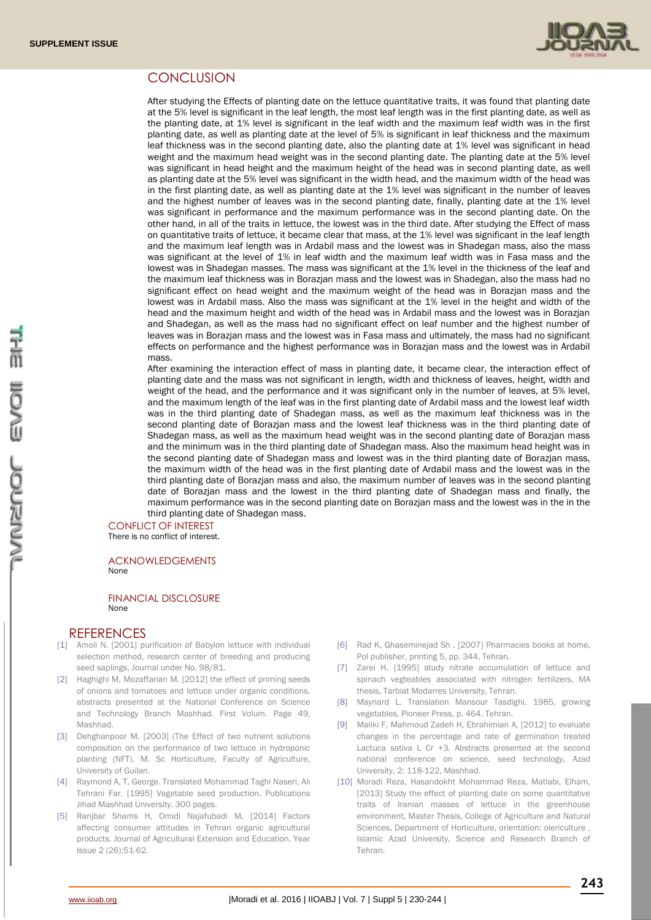## CONCLUSION

After studying the Effects of planting date on the lettuce quantitative traits, it was found that planting date at the 5% level is significant in the leaf length, the most leaf length was in the first planting date, as well as the planting date, at 1% level is significant in the leaf width and the maximum leaf width was in the first planting date, as well as planting date at the level of 5% is significant in leaf thickness and the maximum leaf thickness was in the second planting date, also the planting date at 1% level was significant in head weight and the maximum head weight was in the second planting date. The planting date at the 5% level was significant in head height and the maximum height of the head was in second planting date, as well as planting date at the 5% level was significant in the width head, and the maximum width of the head was in the first planting date, as well as planting date at the 1% level was significant in the number of leaves and the highest number of leaves was in the second planting date, finally, planting date at the 1% level was significant in performance and the maximum performance was in the second planting date. On the other hand, in all of the traits in lettuce, the lowest was in the third date. After studying the Effect of mass on quantitative traits of lettuce, it became clear that mass, at the 1% level was significant in the leaf length and the maximum leaf length was in Ardabil mass and the lowest was in Shadegan mass, also the mass was significant at the level of 1% in leaf width and the maximum leaf width was in Fasa mass and the lowest was in Shadegan masses. The mass was significant at the 1% level in the thickness of the leaf and the maximum leaf thickness was in Borazjan mass and the lowest was in Shadegan, also the mass had no significant effect on head weight and the maximum weight of the head was in Borazjan mass and the lowest was in Ardabil mass. Also the mass was significant at the 1% level in the height and width of the head and the maximum height and width of the head was in Ardabil mass and the lowest was in Borazjan and Shadegan, as well as the mass had no significant effect on leaf number and the highest number of leaves was in Borazjan mass and the lowest was in Fasa mass and ultimately, the mass had no significant effects on performance and the highest performance was in Borazjan mass and the lowest was in Ardabil mass.

After examining the interaction effect of mass in planting date, it became clear, the interaction effect of planting date and the mass was not significant in length, width and thickness of leaves, height, width and weight of the head, and the performance and it was significant only in the number of leaves, at 5% level, and the maximum length of the leaf was in the first planting date of Ardabil mass and the lowest leaf width was in the third planting date of Shadegan mass, as well as the maximum leaf thickness was in the second planting date of Borazjan mass and the lowest leaf thickness was in the third planting date of Shadegan mass, as well as the maximum head weight was in the second planting date of Borazjan mass and the minimum was in the third planting date of Shadegan mass. Also the maximum head height was in the second planting date of Shadegan mass and lowest was in the third planting date of Borazjan mass, the maximum width of the head was in the first planting date of Ardabil mass and the lowest was in the third planting date of Borazjan mass and also, the maximum number of leaves was in the second planting date of Borazjan mass and the lowest in the third planting date of Shadegan mass and finally, the maximum performance was in the second planting date on Borazjan mass and the lowest was in the in the third planting date of Shadegan mass.

## CONFLICT OF INTEREST

There is no conflict of interest.

## ACKNOWLEDGEMENTS

None

## FINANCIAL DISCLOSURE

None

## REFERENCES

[1] Amoli N. [2001] purification of Babylon lettuce with individual selection method, research center of breeding and producing seed saplings, Journal under No. 98/81.

[2] Haghighi M, Mozaffarian M. [2012] the effect of priming seeds of onions and tomatoes and lettuce under organic conditions, abstracts presented at the National Conference on Science and Technology Branch Mashhad. First Volum. Page 49, Mashhad.

[3] Dehghanpoor M. [2003] (The Effect of two nutrient solutions composition on the performance of two lettuce in hydroponic planting (NFT), M. Sc Horticulture, Faculty of Agriculture, University of Guilan.

[4] Raymond A, T, George. Translated Mohammad Taghi Naseri, Ali Tehrani Far. [1995] Vegetable seed production. Publications Jihad Mashhad University. 300 pages.

[5] Ranjbar Shams H, Omidi Najafubadi M, [2014] Factors affecting consumer attitudes in Tehran organic agricultural products. Journal of Agricultural Extension and Education. Year Issue 2 (26):51-62.

[6] Rad K, Ghaseminejad Sh . [2007] Pharmacies books at home, Pol publisher, printing 5, pp. 344, Tehran.

[7] Zarei H. [1995] study nitrate accumulation of lettuce and spinach vegteables associated with nitrogen fertilizers, MA thesis, Tarbiat Modarres University, Tehran.

[8] Maynard L. Translation Mansour Tasdighi. 1985, growing vegetables, Pioneer Press, p. 464. Tehran.

[9] Maliki F, Mahmoud Zadeh H, Ebrahimian A, [2012] to evaluate changes in the percentage and rate of germination treated Lactuca sativa L Cr +3. Abstracts presented at the second national conference on science, seed technology, Azad University, 2: 118-122, Mashhad.

[10] Moradi Reza, Hasandokht Mohammad Reza, Matlabi, Elham, [2013] Study the effect of planting date on some quantitative traits of Iranian masses of lettuce in the greenhouse environment, Master Thesis, College of Agriculture and Natural Sciences, Department of Horticulture, orientation: olericulture , Islamic Azad University, Science and Research Branch of Tehran.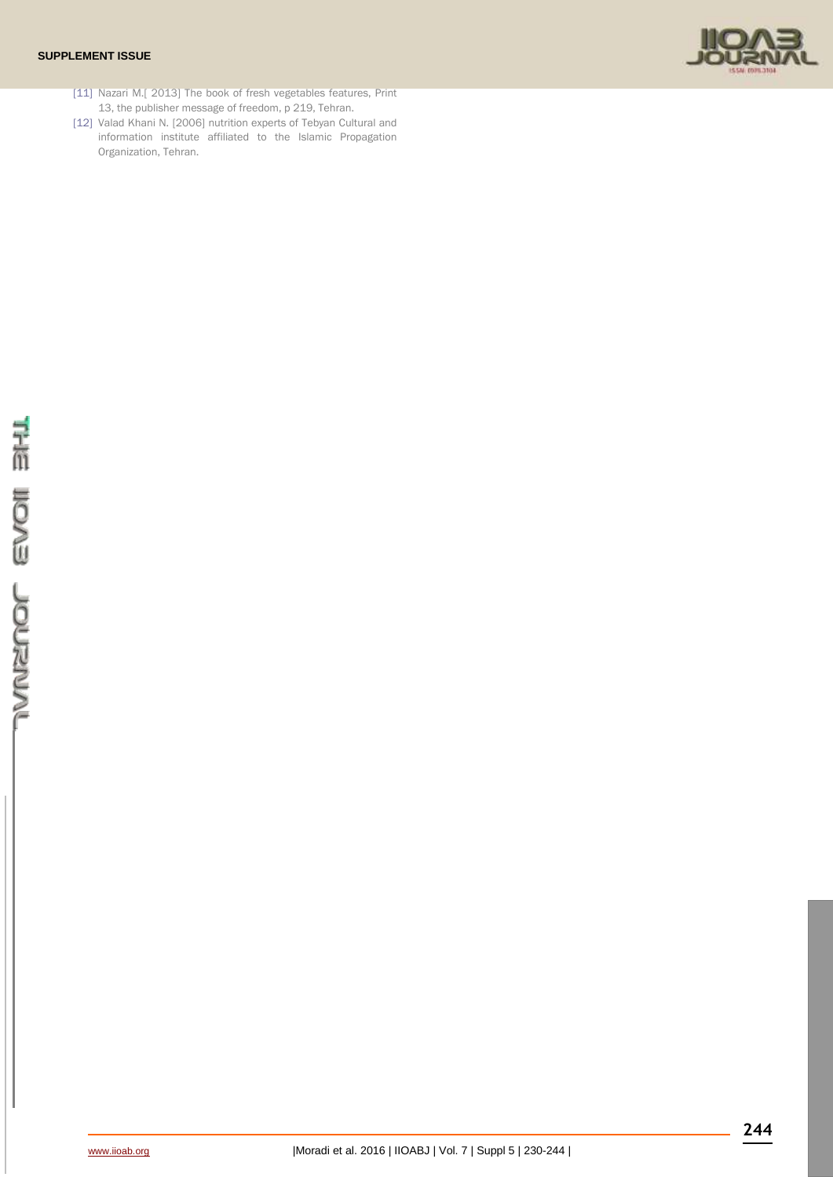[11] Nazari M.[ 2013] The book of fresh vegetables features, Print 13, the publisher message of freedom, p 219, Tehran.

[12] Valad Khani N. [2006] nutrition experts of Tebyan Cultural and information institute affiliated to the Islamic Propagation Organization, Tehran.